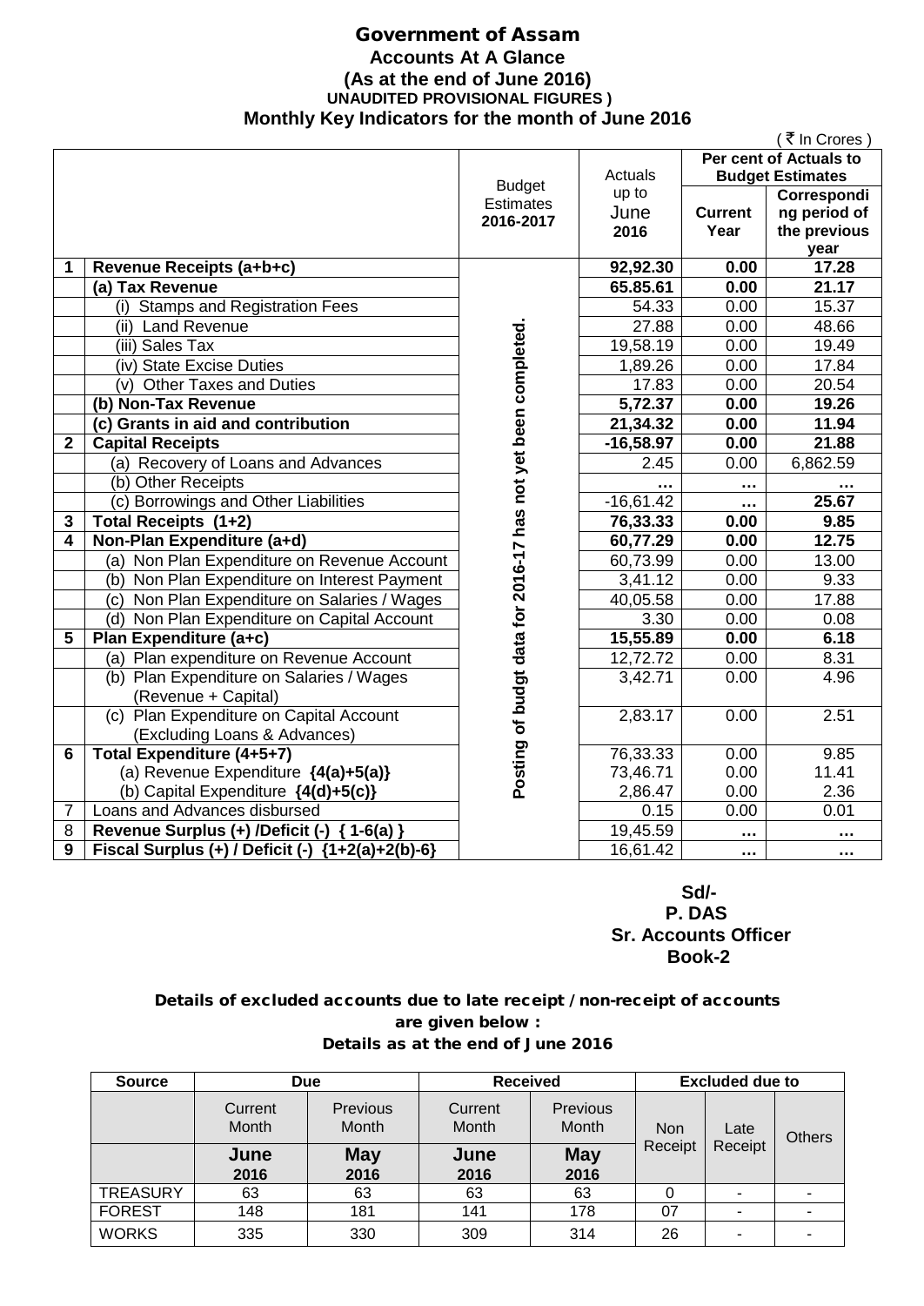# Government of Assam

## Accounts At A Glance

### (As at the end of June 2016)

**UNAUDITED PROVISIONAL FIGURES )**

### Monthly Key Indicators for the month of June 2016

( ₹ In Crores )

| | | Budget Estimates 2016-2017 | Actuals up to June 2016 | Per cent of Actuals to Budget Estimates | |
|---|---|---|---|---|---|
| | | | | Current Year | Corresponding period of the previous year |
| **1** | **Revenue Receipts (a+b+c)** | Posting of budgt data for 2016-17 has not yet been completed. | **92,92.30** | **0.00** | **17.28** |
| | **(a) Tax Revenue** | | **65.85.61** | **0.00** | **21.17** |
| | (i) Stamps and Registration Fees | | 54.33 | 0.00 | 15.37 |
| | (ii) Land Revenue | | 27.88 | 0.00 | 48.66 |
| | (iii) Sales Tax | | 19,58.19 | 0.00 | 19.49 |
| | (iv) State Excise Duties | | 1,89.26 | 0.00 | 17.84 |
| | (v) Other Taxes and Duties | | 17.83 | 0.00 | 20.54 |
| | **(b) Non-Tax Revenue** | | **5,72.37** | **0.00** | **19.26** |
| | **(c) Grants in aid and contribution** | | **21,34.32** | **0.00** | **11.94** |
| **2** | **Capital Receipts** | | **-16,58.97** | **0.00** | **21.88** |
| | (a) Recovery of Loans and Advances | | 2.45 | 0.00 | 6,862.59 |
| | (b) Other Receipts | | … | … | … |
| | (c) Borrowings and Other Liabilities | | -16,61.42 | … | **25.67** |
| **3** | **Total Receipts (1+2)** | | **76,33.33** | **0.00** | **9.85** |
| **4** | **Non-Plan Expenditure (a+d)** | | **60,77.29** | **0.00** | **12.75** |
| | (a) Non Plan Expenditure on Revenue Account | | 60,73.99 | 0.00 | 13.00 |
| | (b) Non Plan Expenditure on Interest Payment | | 3,41.12 | 0.00 | 9.33 |
| | (c) Non Plan Expenditure on Salaries / Wages | | 40,05.58 | 0.00 | 17.88 |
| | (d) Non Plan Expenditure on Capital Account | | 3.30 | 0.00 | 0.08 |
| **5** | **Plan Expenditure (a+c)** | | **15,55.89** | **0.00** | **6.18** |
| | (a) Plan expenditure on Revenue Account | | 12,72.72 | 0.00 | 8.31 |
| | (b) Plan Expenditure on Salaries / Wages (Revenue + Capital) | | 3,42.71 | 0.00 | 4.96 |
| | (c) Plan Expenditure on Capital Account (Excluding Loans & Advances) | | 2,83.17 | 0.00 | 2.51 |
| **6** | **Total Expenditure (4+5+7)** | | 76,33.33 | 0.00 | 9.85 |
| | (a) Revenue Expenditure **{4(a)+5(a)}** | | 73,46.71 | 0.00 | 11.41 |
| | (b) Capital Expenditure **{4(d)+5(c)}** | | 2,86.47 | 0.00 | 2.36 |
| 7 | Loans and Advances disbursed | | 0.15 | 0.00 | 0.01 |
| **8** | **Revenue Surplus (+) /Deficit (-) { 1-6(a) }** | | 19,45.59 | … | … |
| **9** | **Fiscal Surplus (+) / Deficit (-) {1+2(a)+2(b)-6}** | | 16,61.42 | … | … |

**Sd/-**
**P. DAS**
**Sr. Accounts Officer**
**Book-2**

**Details of excluded accounts due to late receipt / non-receipt of accounts are given below :**

**Details as at the end of June 2016**

| Source | Due | | Received | | Excluded due to | | |
|---|---|---|---|---|---|---|---|
| | Current Month | Previous Month | Current Month | Previous Month | Non Receipt | Late Receipt | Others |
| | **June 2016** | **May 2016** | **June 2016** | **May 2016** | | | |
| TREASURY | 63 | 63 | 63 | 63 | 0 | - | - |
| FOREST | 148 | 181 | 141 | 178 | 07 | - | - |
| WORKS | 335 | 330 | 309 | 314 | 26 | - | - |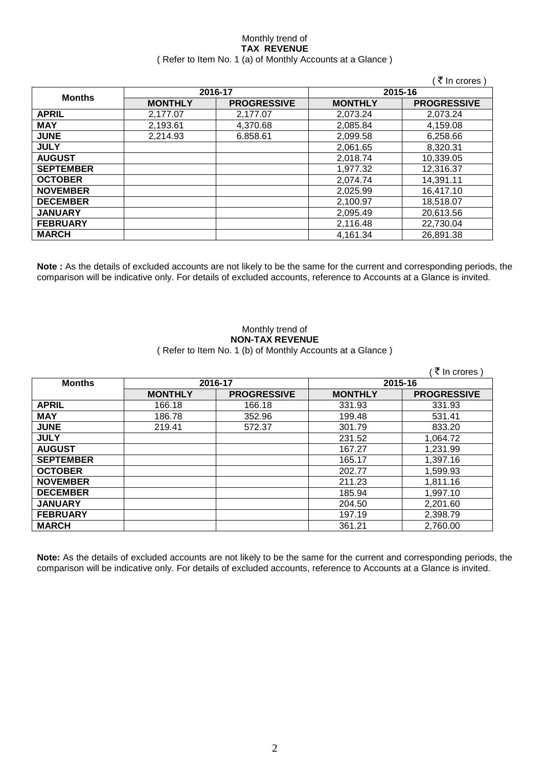Monthly trend of
**TAX REVENUE**
( Refer to Item No. 1 (a) of Monthly Accounts at a Glance )

( ₹ In crores )

| Months | 2016-17 | | 2015-16 | |
|---|---|---|---|---|
| | **MONTHLY** | **PROGRESSIVE** | **MONTHLY** | **PROGRESSIVE** |
| **APRIL** | 2,177.07 | 2,177.07 | 2,073.24 | 2,073.24 |
| **MAY** | 2,193.61 | 4,370.68 | 2,085.84 | 4,159.08 |
| **JUNE** | 2,214.93 | 6.858.61 | 2,099.58 | 6,258.66 |
| **JULY** | | | 2,061.65 | 8,320.31 |
| **AUGUST** | | | 2,018.74 | 10,339.05 |
| **SEPTEMBER** | | | 1,977.32 | 12,316.37 |
| **OCTOBER** | | | 2,074.74 | 14,391.11 |
| **NOVEMBER** | | | 2,025.99 | 16,417.10 |
| **DECEMBER** | | | 2,100.97 | 18,518.07 |
| **JANUARY** | | | 2,095.49 | 20,613.56 |
| **FEBRUARY** | | | 2,116.48 | 22,730.04 |
| **MARCH** | | | 4,161.34 | 26,891.38 |

**Note :** As the details of excluded accounts are not likely to be the same for the current and corresponding periods, the comparison will be indicative only. For details of excluded accounts, reference to Accounts at a Glance is invited.

Monthly trend of
**NON-TAX REVENUE**
( Refer to Item No. 1 (b) of Monthly Accounts at a Glance )

( ₹ In crores )

| Months | 2016-17 | | 2015-16 | |
|---|---|---|---|---|
| | **MONTHLY** | **PROGRESSIVE** | **MONTHLY** | **PROGRESSIVE** |
| **APRIL** | 166.18 | 166.18 | 331.93 | 331.93 |
| **MAY** | 186.78 | 352.96 | 199.48 | 531.41 |
| **JUNE** | 219.41 | 572.37 | 301.79 | 833.20 |
| **JULY** | | | 231.52 | 1,064.72 |
| **AUGUST** | | | 167.27 | 1,231.99 |
| **SEPTEMBER** | | | 165.17 | 1,397.16 |
| **OCTOBER** | | | 202.77 | 1,599.93 |
| **NOVEMBER** | | | 211.23 | 1,811.16 |
| **DECEMBER** | | | 185.94 | 1,997.10 |
| **JANUARY** | | | 204.50 | 2,201.60 |
| **FEBRUARY** | | | 197.19 | 2,398.79 |
| **MARCH** | | | 361.21 | 2,760.00 |

**Note:** As the details of excluded accounts are not likely to be the same for the current and corresponding periods, the comparison will be indicative only. For details of excluded accounts, reference to Accounts at a Glance is invited.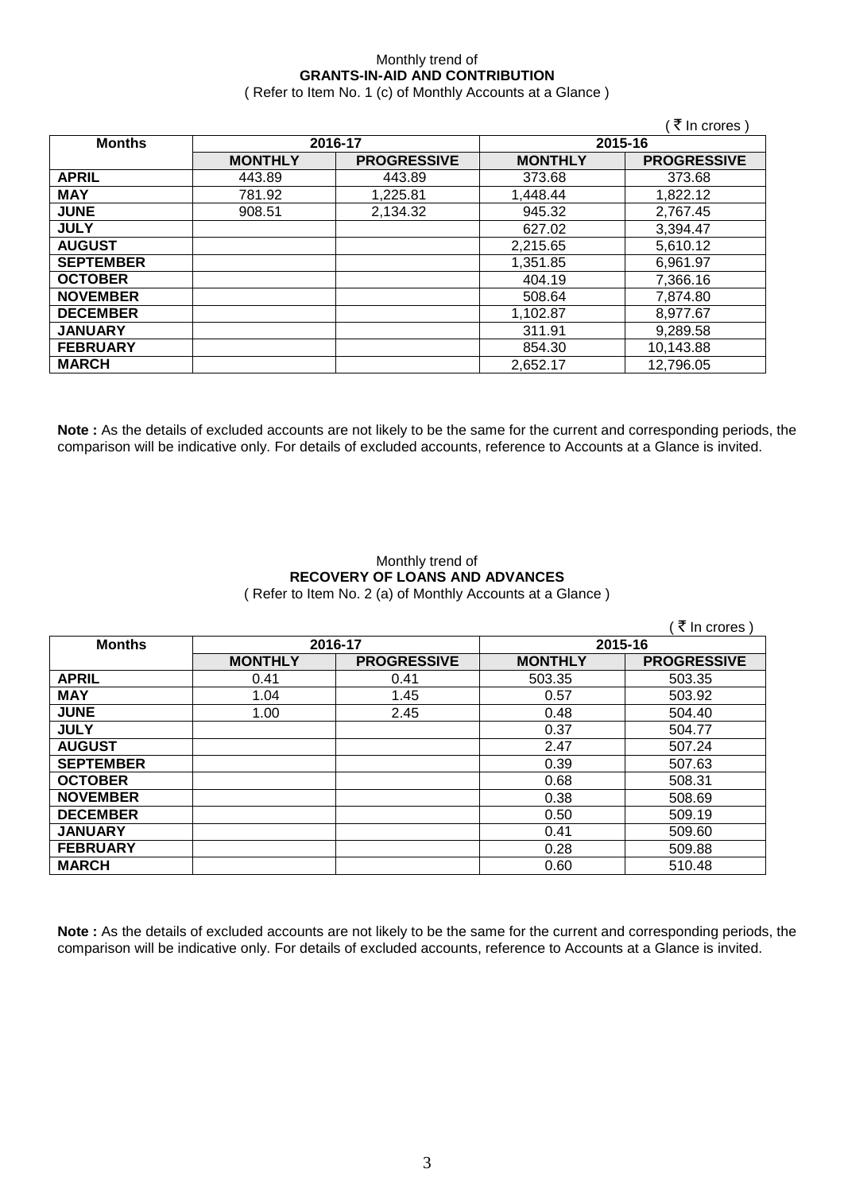Monthly trend of

**GRANTS-IN-AID AND CONTRIBUTION**

( Refer to Item No. 1 (c) of Monthly Accounts at a Glance )

( ₹ In crores )

| Months | 2016-17 | | 2015-16 | |
|---|---|---|---|---|
| | **MONTHLY** | **PROGRESSIVE** | **MONTHLY** | **PROGRESSIVE** |
| **APRIL** | 443.89 | 443.89 | 373.68 | 373.68 |
| **MAY** | 781.92 | 1,225.81 | 1,448.44 | 1,822.12 |
| **JUNE** | 908.51 | 2,134.32 | 945.32 | 2,767.45 |
| **JULY** | | | 627.02 | 3,394.47 |
| **AUGUST** | | | 2,215.65 | 5,610.12 |
| **SEPTEMBER** | | | 1,351.85 | 6,961.97 |
| **OCTOBER** | | | 404.19 | 7,366.16 |
| **NOVEMBER** | | | 508.64 | 7,874.80 |
| **DECEMBER** | | | 1,102.87 | 8,977.67 |
| **JANUARY** | | | 311.91 | 9,289.58 |
| **FEBRUARY** | | | 854.30 | 10,143.88 |
| **MARCH** | | | 2,652.17 | 12,796.05 |

**Note :** As the details of excluded accounts are not likely to be the same for the current and corresponding periods, the comparison will be indicative only. For details of excluded accounts, reference to Accounts at a Glance is invited.

Monthly trend of

**RECOVERY OF LOANS AND ADVANCES**

( Refer to Item No. 2 (a) of Monthly Accounts at a Glance )

( ₹ In crores )

| Months | 2016-17 | | 2015-16 | |
|---|---|---|---|---|
| | **MONTHLY** | **PROGRESSIVE** | **MONTHLY** | **PROGRESSIVE** |
| **APRIL** | 0.41 | 0.41 | 503.35 | 503.35 |
| **MAY** | 1.04 | 1.45 | 0.57 | 503.92 |
| **JUNE** | 1.00 | 2.45 | 0.48 | 504.40 |
| **JULY** | | | 0.37 | 504.77 |
| **AUGUST** | | | 2.47 | 507.24 |
| **SEPTEMBER** | | | 0.39 | 507.63 |
| **OCTOBER** | | | 0.68 | 508.31 |
| **NOVEMBER** | | | 0.38 | 508.69 |
| **DECEMBER** | | | 0.50 | 509.19 |
| **JANUARY** | | | 0.41 | 509.60 |
| **FEBRUARY** | | | 0.28 | 509.88 |
| **MARCH** | | | 0.60 | 510.48 |

**Note :** As the details of excluded accounts are not likely to be the same for the current and corresponding periods, the comparison will be indicative only. For details of excluded accounts, reference to Accounts at a Glance is invited.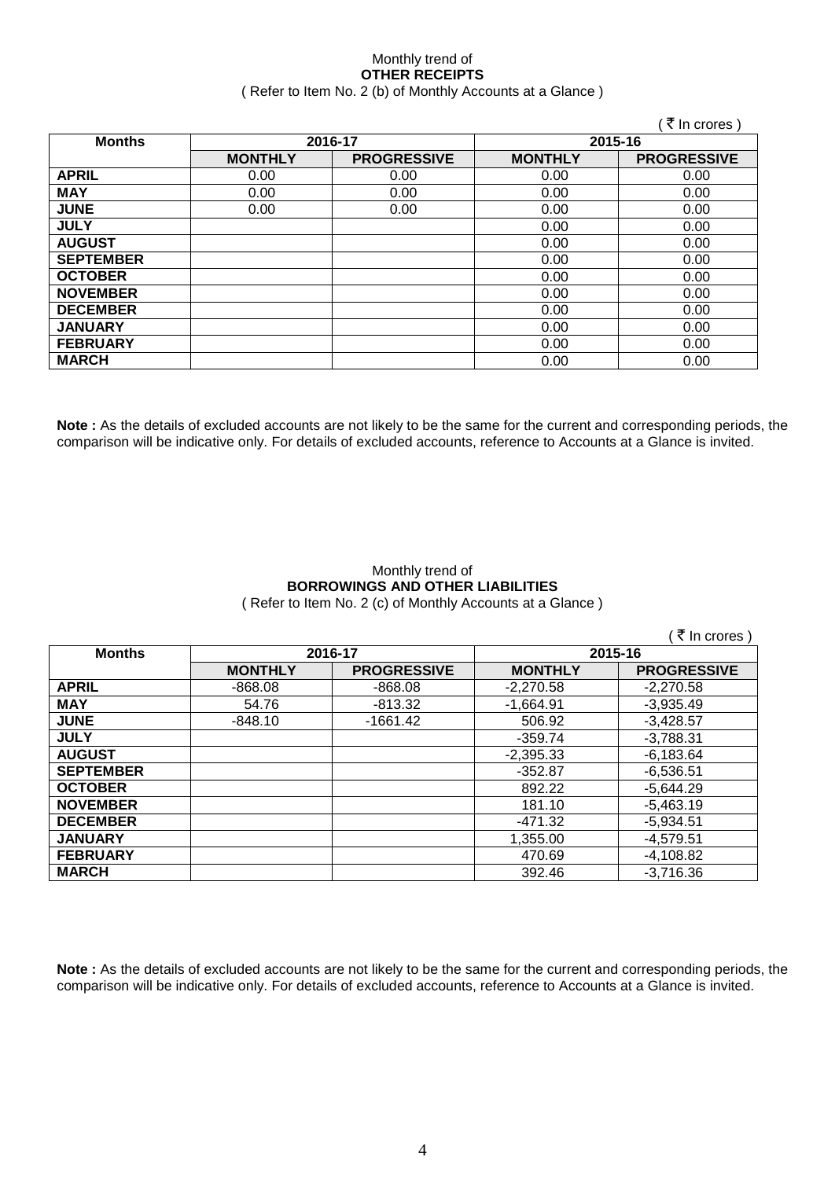Monthly trend of
**OTHER RECEIPTS**
( Refer to Item No. 2 (b) of Monthly Accounts at a Glance )

( ₹ In crores )

| Months | 2016-17 | | 2015-16 | |
|---|---|---|---|---|
| | **MONTHLY** | **PROGRESSIVE** | **MONTHLY** | **PROGRESSIVE** |
| **APRIL** | 0.00 | 0.00 | 0.00 | 0.00 |
| **MAY** | 0.00 | 0.00 | 0.00 | 0.00 |
| **JUNE** | 0.00 | 0.00 | 0.00 | 0.00 |
| **JULY** | | | 0.00 | 0.00 |
| **AUGUST** | | | 0.00 | 0.00 |
| **SEPTEMBER** | | | 0.00 | 0.00 |
| **OCTOBER** | | | 0.00 | 0.00 |
| **NOVEMBER** | | | 0.00 | 0.00 |
| **DECEMBER** | | | 0.00 | 0.00 |
| **JANUARY** | | | 0.00 | 0.00 |
| **FEBRUARY** | | | 0.00 | 0.00 |
| **MARCH** | | | 0.00 | 0.00 |

**Note :** As the details of excluded accounts are not likely to be the same for the current and corresponding periods, the comparison will be indicative only. For details of excluded accounts, reference to Accounts at a Glance is invited.

Monthly trend of
**BORROWINGS AND OTHER LIABILITIES**
( Refer to Item No. 2 (c) of Monthly Accounts at a Glance )

( ₹ In crores )

| Months | 2016-17 | | 2015-16 | |
|---|---|---|---|---|
| | **MONTHLY** | **PROGRESSIVE** | **MONTHLY** | **PROGRESSIVE** |
| **APRIL** | -868.08 | -868.08 | -2,270.58 | -2,270.58 |
| **MAY** | 54.76 | -813.32 | -1,664.91 | -3,935.49 |
| **JUNE** | -848.10 | -1661.42 | 506.92 | -3,428.57 |
| **JULY** | | | -359.74 | -3,788.31 |
| **AUGUST** | | | -2,395.33 | -6,183.64 |
| **SEPTEMBER** | | | -352.87 | -6,536.51 |
| **OCTOBER** | | | 892.22 | -5,644.29 |
| **NOVEMBER** | | | 181.10 | -5,463.19 |
| **DECEMBER** | | | -471.32 | -5,934.51 |
| **JANUARY** | | | 1,355.00 | -4,579.51 |
| **FEBRUARY** | | | 470.69 | -4,108.82 |
| **MARCH** | | | 392.46 | -3,716.36 |

**Note :** As the details of excluded accounts are not likely to be the same for the current and corresponding periods, the comparison will be indicative only. For details of excluded accounts, reference to Accounts at a Glance is invited.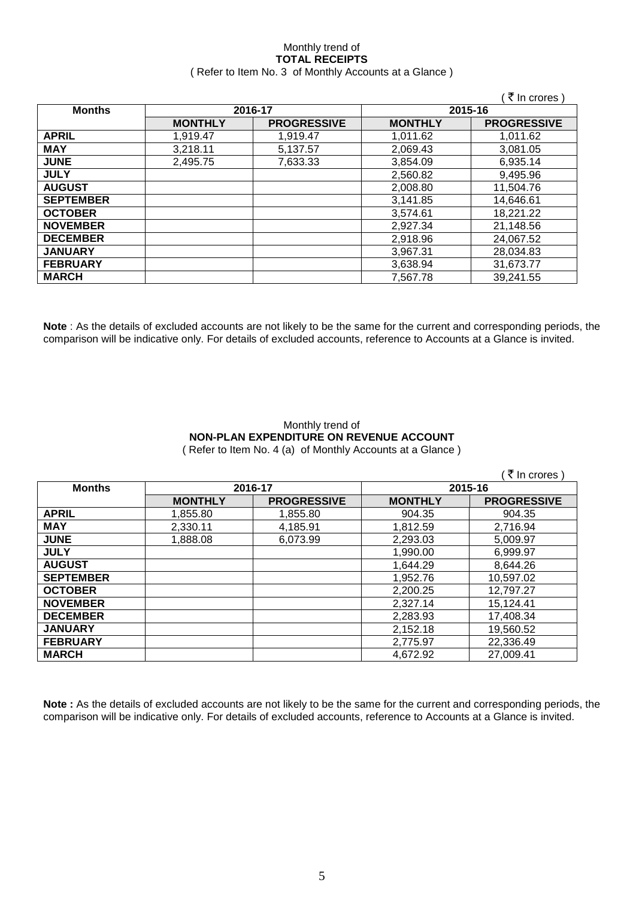Monthly trend of

**TOTAL RECEIPTS**

( Refer to Item No. 3 of Monthly Accounts at a Glance )

( ₹ In crores )

| Months | 2016-17 | | 2015-16 | |
|---|---|---|---|---|
| | **MONTHLY** | **PROGRESSIVE** | **MONTHLY** | **PROGRESSIVE** |
| **APRIL** | 1,919.47 | 1,919.47 | 1,011.62 | 1,011.62 |
| **MAY** | 3,218.11 | 5,137.57 | 2,069.43 | 3,081.05 |
| **JUNE** | 2,495.75 | 7,633.33 | 3,854.09 | 6,935.14 |
| **JULY** | | | 2,560.82 | 9,495.96 |
| **AUGUST** | | | 2,008.80 | 11,504.76 |
| **SEPTEMBER** | | | 3,141.85 | 14,646.61 |
| **OCTOBER** | | | 3,574.61 | 18,221.22 |
| **NOVEMBER** | | | 2,927.34 | 21,148.56 |
| **DECEMBER** | | | 2,918.96 | 24,067.52 |
| **JANUARY** | | | 3,967.31 | 28,034.83 |
| **FEBRUARY** | | | 3,638.94 | 31,673.77 |
| **MARCH** | | | 7,567.78 | 39,241.55 |

**Note** : As the details of excluded accounts are not likely to be the same for the current and corresponding periods, the comparison will be indicative only. For details of excluded accounts, reference to Accounts at a Glance is invited.

Monthly trend of

**NON-PLAN EXPENDITURE ON REVENUE ACCOUNT**

( Refer to Item No. 4 (a) of Monthly Accounts at a Glance )

( ₹ In crores )

| Months | 2016-17 | | 2015-16 | |
|---|---|---|---|---|
| | **MONTHLY** | **PROGRESSIVE** | **MONTHLY** | **PROGRESSIVE** |
| **APRIL** | 1,855.80 | 1,855.80 | 904.35 | 904.35 |
| **MAY** | 2,330.11 | 4,185.91 | 1,812.59 | 2,716.94 |
| **JUNE** | 1,888.08 | 6,073.99 | 2,293.03 | 5,009.97 |
| **JULY** | | | 1,990.00 | 6,999.97 |
| **AUGUST** | | | 1,644.29 | 8,644.26 |
| **SEPTEMBER** | | | 1,952.76 | 10,597.02 |
| **OCTOBER** | | | 2,200.25 | 12,797.27 |
| **NOVEMBER** | | | 2,327.14 | 15,124.41 |
| **DECEMBER** | | | 2,283.93 | 17,408.34 |
| **JANUARY** | | | 2,152.18 | 19,560.52 |
| **FEBRUARY** | | | 2,775.97 | 22,336.49 |
| **MARCH** | | | 4,672.92 | 27,009.41 |

**Note :** As the details of excluded accounts are not likely to be the same for the current and corresponding periods, the comparison will be indicative only. For details of excluded accounts, reference to Accounts at a Glance is invited.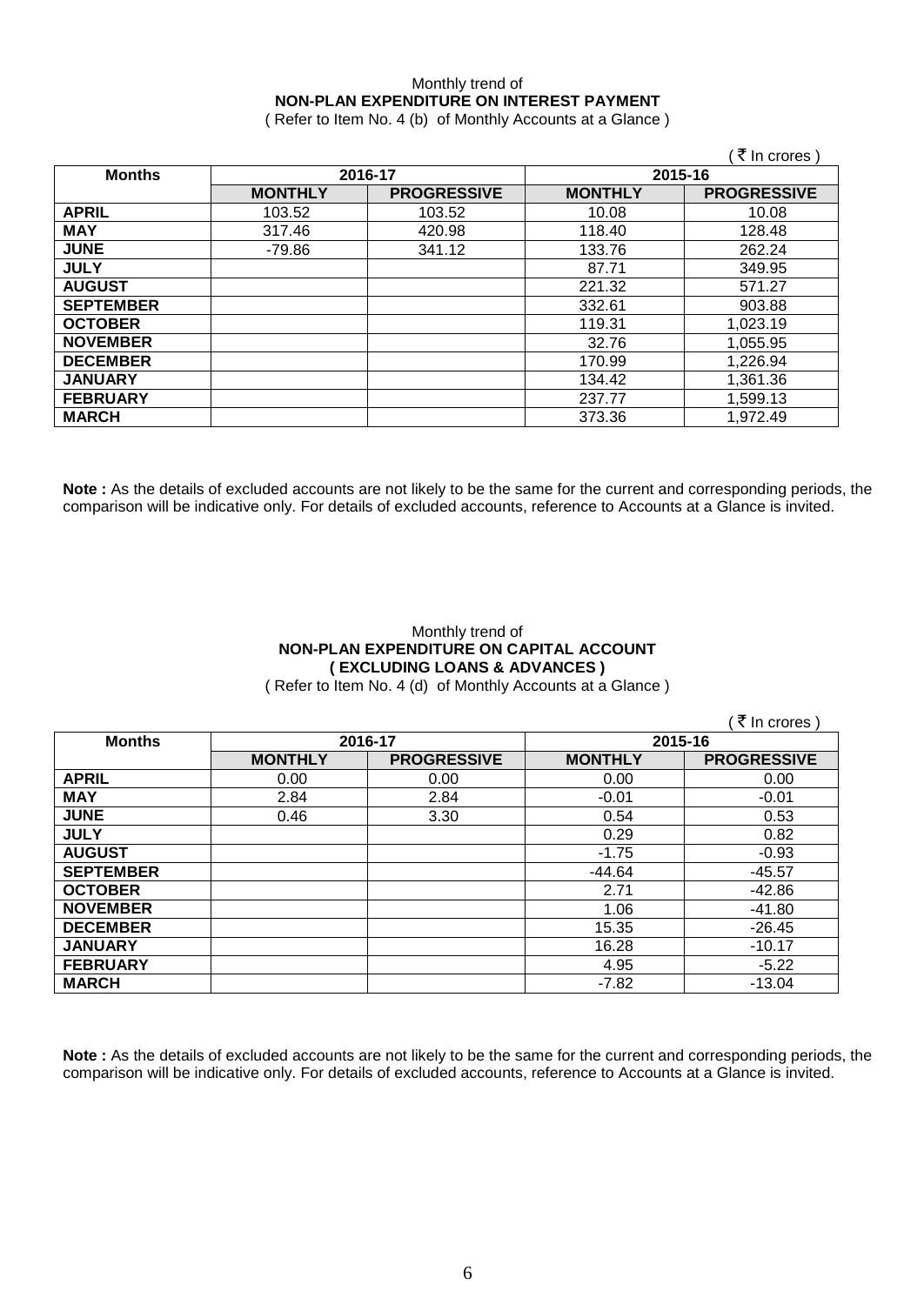Monthly trend of

**NON-PLAN EXPENDITURE ON INTEREST PAYMENT**

( Refer to Item No. 4 (b) of Monthly Accounts at a Glance )

( ₹ In crores )

| Months | 2016-17 | | 2015-16 | |
|---|---|---|---|---|
| | **MONTHLY** | **PROGRESSIVE** | **MONTHLY** | **PROGRESSIVE** |
| **APRIL** | 103.52 | 103.52 | 10.08 | 10.08 |
| **MAY** | 317.46 | 420.98 | 118.40 | 128.48 |
| **JUNE** | -79.86 | 341.12 | 133.76 | 262.24 |
| **JULY** | | | 87.71 | 349.95 |
| **AUGUST** | | | 221.32 | 571.27 |
| **SEPTEMBER** | | | 332.61 | 903.88 |
| **OCTOBER** | | | 119.31 | 1,023.19 |
| **NOVEMBER** | | | 32.76 | 1,055.95 |
| **DECEMBER** | | | 170.99 | 1,226.94 |
| **JANUARY** | | | 134.42 | 1,361.36 |
| **FEBRUARY** | | | 237.77 | 1,599.13 |
| **MARCH** | | | 373.36 | 1,972.49 |

**Note :** As the details of excluded accounts are not likely to be the same for the current and corresponding periods, the comparison will be indicative only. For details of excluded accounts, reference to Accounts at a Glance is invited.

Monthly trend of

**NON-PLAN EXPENDITURE ON CAPITAL ACCOUNT**

**( EXCLUDING LOANS & ADVANCES )**

( Refer to Item No. 4 (d) of Monthly Accounts at a Glance )

( ₹ In crores )

| Months | 2016-17 | | 2015-16 | |
|---|---|---|---|---|
| | **MONTHLY** | **PROGRESSIVE** | **MONTHLY** | **PROGRESSIVE** |
| **APRIL** | 0.00 | 0.00 | 0.00 | 0.00 |
| **MAY** | 2.84 | 2.84 | -0.01 | -0.01 |
| **JUNE** | 0.46 | 3.30 | 0.54 | 0.53 |
| **JULY** | | | 0.29 | 0.82 |
| **AUGUST** | | | -1.75 | -0.93 |
| **SEPTEMBER** | | | -44.64 | -45.57 |
| **OCTOBER** | | | 2.71 | -42.86 |
| **NOVEMBER** | | | 1.06 | -41.80 |
| **DECEMBER** | | | 15.35 | -26.45 |
| **JANUARY** | | | 16.28 | -10.17 |
| **FEBRUARY** | | | 4.95 | -5.22 |
| **MARCH** | | | -7.82 | -13.04 |

**Note :** As the details of excluded accounts are not likely to be the same for the current and corresponding periods, the comparison will be indicative only. For details of excluded accounts, reference to Accounts at a Glance is invited.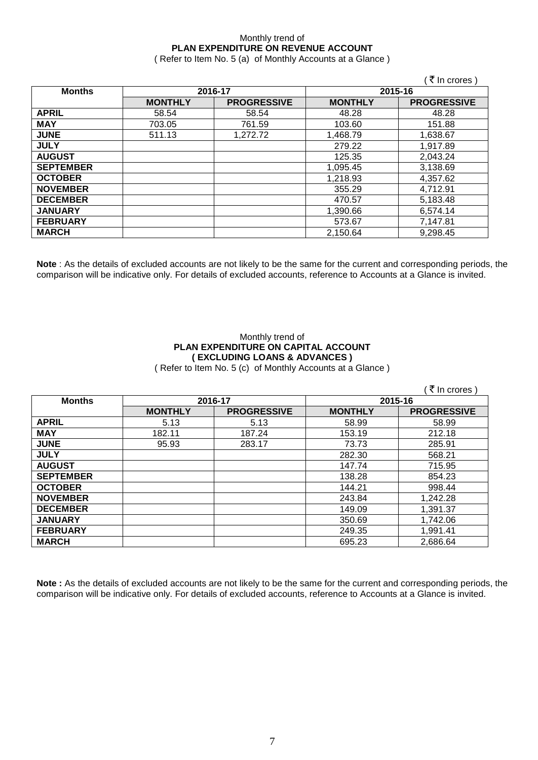Monthly trend of

**PLAN EXPENDITURE ON REVENUE ACCOUNT**

( Refer to Item No. 5 (a) of Monthly Accounts at a Glance )

( ₹ In crores )

| Months | 2016-17 | | 2015-16 | |
|---|---|---|---|---|
| | **MONTHLY** | **PROGRESSIVE** | **MONTHLY** | **PROGRESSIVE** |
| **APRIL** | 58.54 | 58.54 | 48.28 | 48.28 |
| **MAY** | 703.05 | 761.59 | 103.60 | 151.88 |
| **JUNE** | 511.13 | 1,272.72 | 1,468.79 | 1,638.67 |
| **JULY** | | | 279.22 | 1,917.89 |
| **AUGUST** | | | 125.35 | 2,043.24 |
| **SEPTEMBER** | | | 1,095.45 | 3,138.69 |
| **OCTOBER** | | | 1,218.93 | 4,357.62 |
| **NOVEMBER** | | | 355.29 | 4,712.91 |
| **DECEMBER** | | | 470.57 | 5,183.48 |
| **JANUARY** | | | 1,390.66 | 6,574.14 |
| **FEBRUARY** | | | 573.67 | 7,147.81 |
| **MARCH** | | | 2,150.64 | 9,298.45 |

**Note** : As the details of excluded accounts are not likely to be the same for the current and corresponding periods, the comparison will be indicative only. For details of excluded accounts, reference to Accounts at a Glance is invited.

Monthly trend of

**PLAN EXPENDITURE ON CAPITAL ACCOUNT**

**( EXCLUDING LOANS & ADVANCES )**

( Refer to Item No. 5 (c) of Monthly Accounts at a Glance )

( ₹ In crores )

| Months | 2016-17 | | 2015-16 | |
|---|---|---|---|---|
| | **MONTHLY** | **PROGRESSIVE** | **MONTHLY** | **PROGRESSIVE** |
| **APRIL** | 5.13 | 5.13 | 58.99 | 58.99 |
| **MAY** | 182.11 | 187.24 | 153.19 | 212.18 |
| **JUNE** | 95.93 | 283.17 | 73.73 | 285.91 |
| **JULY** | | | 282.30 | 568.21 |
| **AUGUST** | | | 147.74 | 715.95 |
| **SEPTEMBER** | | | 138.28 | 854.23 |
| **OCTOBER** | | | 144.21 | 998.44 |
| **NOVEMBER** | | | 243.84 | 1,242.28 |
| **DECEMBER** | | | 149.09 | 1,391.37 |
| **JANUARY** | | | 350.69 | 1,742.06 |
| **FEBRUARY** | | | 249.35 | 1,991.41 |
| **MARCH** | | | 695.23 | 2,686.64 |

**Note :** As the details of excluded accounts are not likely to be the same for the current and corresponding periods, the comparison will be indicative only. For details of excluded accounts, reference to Accounts at a Glance is invited.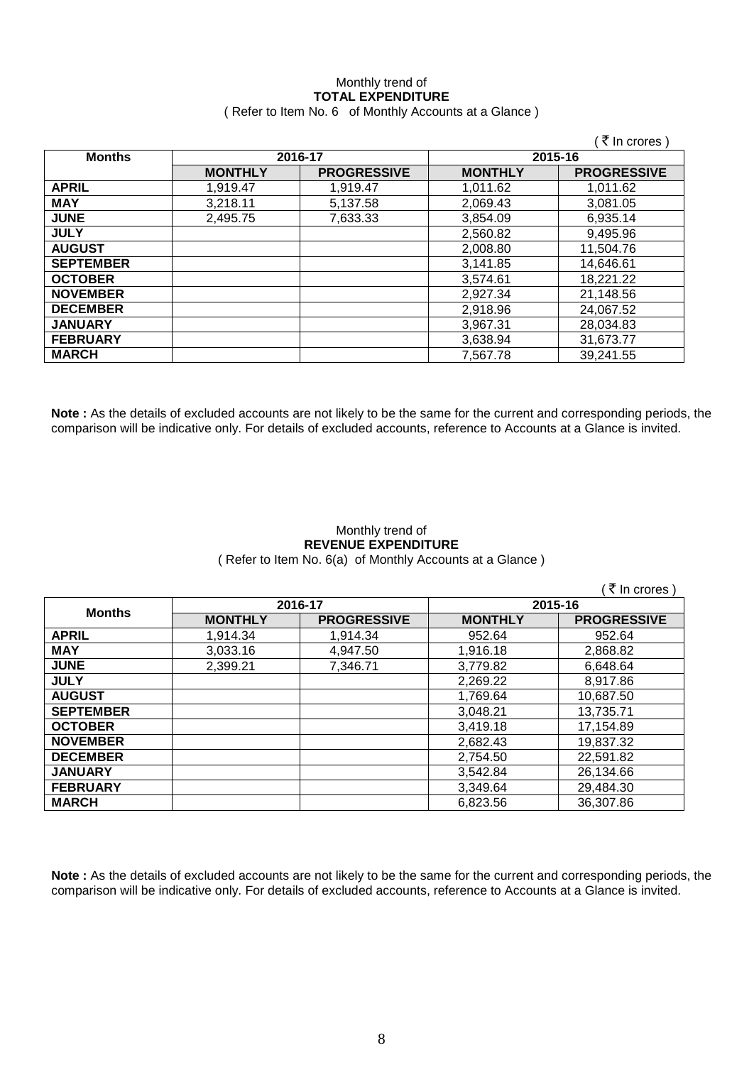Monthly trend of

**TOTAL EXPENDITURE**

( Refer to Item No. 6 of Monthly Accounts at a Glance )

( ₹ In crores )

| Months | 2016-17 | | 2015-16 | |
|---|---|---|---|---|
| | **MONTHLY** | **PROGRESSIVE** | **MONTHLY** | **PROGRESSIVE** |
| **APRIL** | 1,919.47 | 1,919.47 | 1,011.62 | 1,011.62 |
| **MAY** | 3,218.11 | 5,137.58 | 2,069.43 | 3,081.05 |
| **JUNE** | 2,495.75 | 7,633.33 | 3,854.09 | 6,935.14 |
| **JULY** | | | 2,560.82 | 9,495.96 |
| **AUGUST** | | | 2,008.80 | 11,504.76 |
| **SEPTEMBER** | | | 3,141.85 | 14,646.61 |
| **OCTOBER** | | | 3,574.61 | 18,221.22 |
| **NOVEMBER** | | | 2,927.34 | 21,148.56 |
| **DECEMBER** | | | 2,918.96 | 24,067.52 |
| **JANUARY** | | | 3,967.31 | 28,034.83 |
| **FEBRUARY** | | | 3,638.94 | 31,673.77 |
| **MARCH** | | | 7,567.78 | 39,241.55 |

**Note :** As the details of excluded accounts are not likely to be the same for the current and corresponding periods, the comparison will be indicative only. For details of excluded accounts, reference to Accounts at a Glance is invited.

Monthly trend of

**REVENUE EXPENDITURE**

( Refer to Item No. 6(a) of Monthly Accounts at a Glance )

( ₹ In crores )

| Months | 2016-17 | | 2015-16 | |
|---|---|---|---|---|
| | **MONTHLY** | **PROGRESSIVE** | **MONTHLY** | **PROGRESSIVE** |
| **APRIL** | 1,914.34 | 1,914.34 | 952.64 | 952.64 |
| **MAY** | 3,033.16 | 4,947.50 | 1,916.18 | 2,868.82 |
| **JUNE** | 2,399.21 | 7,346.71 | 3,779.82 | 6,648.64 |
| **JULY** | | | 2,269.22 | 8,917.86 |
| **AUGUST** | | | 1,769.64 | 10,687.50 |
| **SEPTEMBER** | | | 3,048.21 | 13,735.71 |
| **OCTOBER** | | | 3,419.18 | 17,154.89 |
| **NOVEMBER** | | | 2,682.43 | 19,837.32 |
| **DECEMBER** | | | 2,754.50 | 22,591.82 |
| **JANUARY** | | | 3,542.84 | 26,134.66 |
| **FEBRUARY** | | | 3,349.64 | 29,484.30 |
| **MARCH** | | | 6,823.56 | 36,307.86 |

**Note :** As the details of excluded accounts are not likely to be the same for the current and corresponding periods, the comparison will be indicative only. For details of excluded accounts, reference to Accounts at a Glance is invited.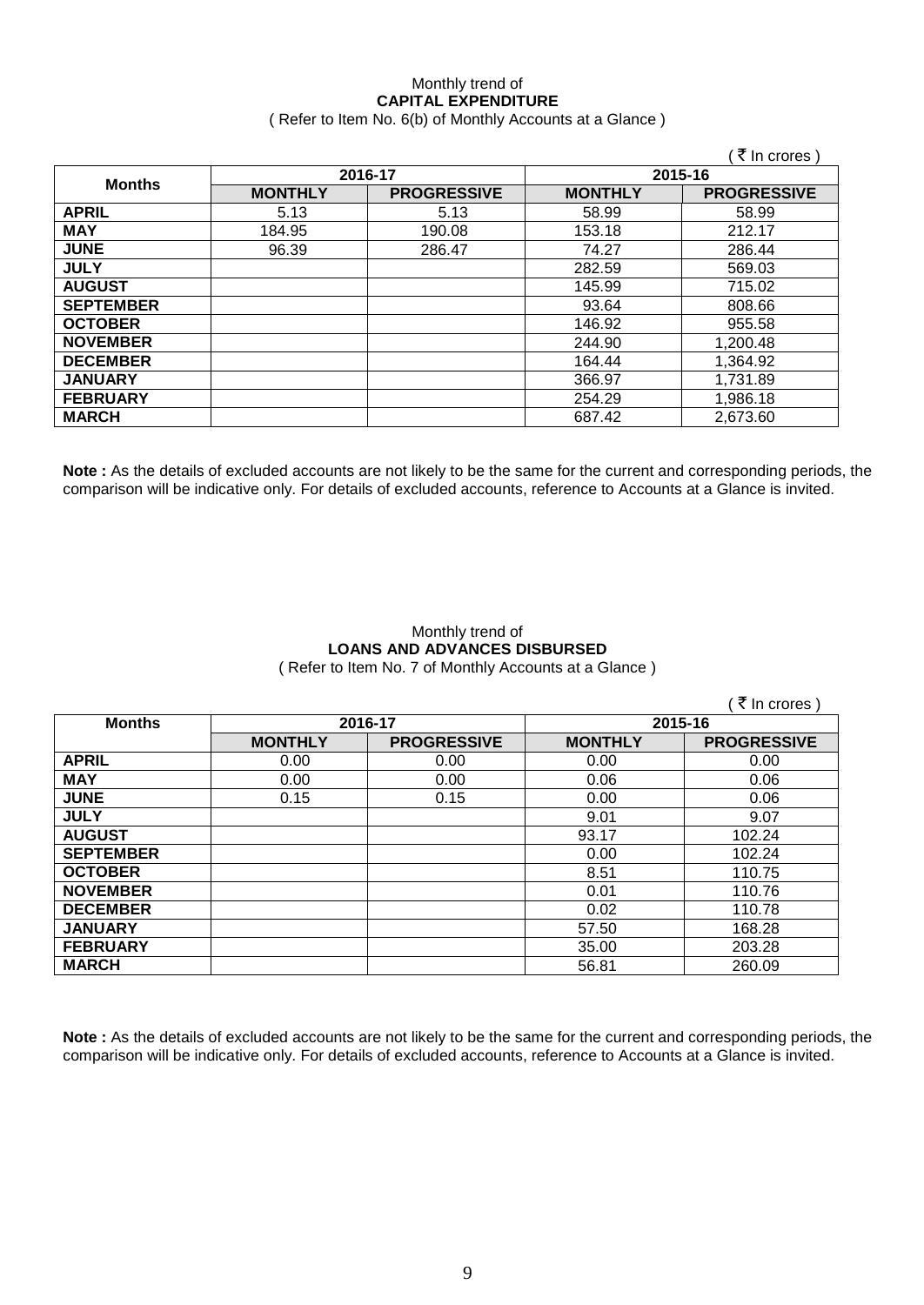Monthly trend of

**CAPITAL EXPENDITURE**

( Refer to Item No. 6(b) of Monthly Accounts at a Glance )

( ₹ In crores )

| Months | 2016-17 | | 2015-16 | |
|---|---|---|---|---|
| | **MONTHLY** | **PROGRESSIVE** | **MONTHLY** | **PROGRESSIVE** |
| **APRIL** | 5.13 | 5.13 | 58.99 | 58.99 |
| **MAY** | 184.95 | 190.08 | 153.18 | 212.17 |
| **JUNE** | 96.39 | 286.47 | 74.27 | 286.44 |
| **JULY** | | | 282.59 | 569.03 |
| **AUGUST** | | | 145.99 | 715.02 |
| **SEPTEMBER** | | | 93.64 | 808.66 |
| **OCTOBER** | | | 146.92 | 955.58 |
| **NOVEMBER** | | | 244.90 | 1,200.48 |
| **DECEMBER** | | | 164.44 | 1,364.92 |
| **JANUARY** | | | 366.97 | 1,731.89 |
| **FEBRUARY** | | | 254.29 | 1,986.18 |
| **MARCH** | | | 687.42 | 2,673.60 |

**Note :** As the details of excluded accounts are not likely to be the same for the current and corresponding periods, the comparison will be indicative only. For details of excluded accounts, reference to Accounts at a Glance is invited.

Monthly trend of

**LOANS AND ADVANCES DISBURSED**

( Refer to Item No. 7 of Monthly Accounts at a Glance )

( ₹ In crores )

| Months | 2016-17 | | 2015-16 | |
|---|---|---|---|---|
| | **MONTHLY** | **PROGRESSIVE** | **MONTHLY** | **PROGRESSIVE** |
| **APRIL** | 0.00 | 0.00 | 0.00 | 0.00 |
| **MAY** | 0.00 | 0.00 | 0.06 | 0.06 |
| **JUNE** | 0.15 | 0.15 | 0.00 | 0.06 |
| **JULY** | | | 9.01 | 9.07 |
| **AUGUST** | | | 93.17 | 102.24 |
| **SEPTEMBER** | | | 0.00 | 102.24 |
| **OCTOBER** | | | 8.51 | 110.75 |
| **NOVEMBER** | | | 0.01 | 110.76 |
| **DECEMBER** | | | 0.02 | 110.78 |
| **JANUARY** | | | 57.50 | 168.28 |
| **FEBRUARY** | | | 35.00 | 203.28 |
| **MARCH** | | | 56.81 | 260.09 |

**Note :** As the details of excluded accounts are not likely to be the same for the current and corresponding periods, the comparison will be indicative only. For details of excluded accounts, reference to Accounts at a Glance is invited.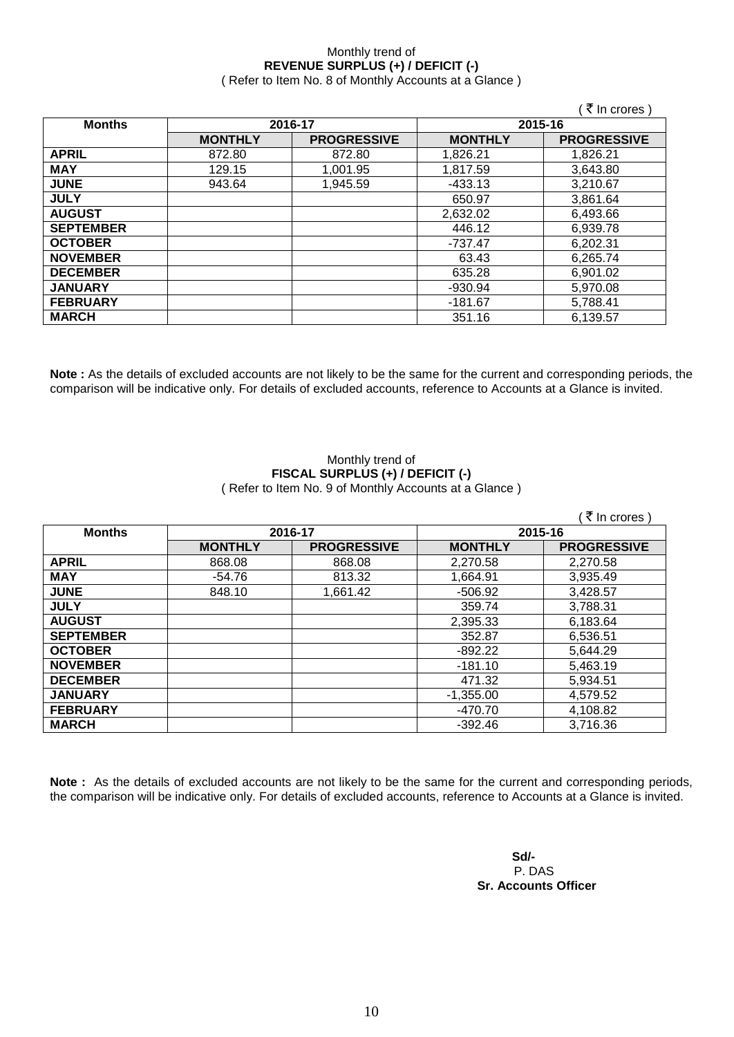Monthly trend of
**REVENUE SURPLUS (+) / DEFICIT (-)**
( Refer to Item No. 8 of Monthly Accounts at a Glance )

( ₹ In crores )

| Months | 2016-17 | | 2015-16 | |
|---|---|---|---|---|
| | **MONTHLY** | **PROGRESSIVE** | **MONTHLY** | **PROGRESSIVE** |
| **APRIL** | 872.80 | 872.80 | 1,826.21 | 1,826.21 |
| **MAY** | 129.15 | 1,001.95 | 1,817.59 | 3,643.80 |
| **JUNE** | 943.64 | 1,945.59 | -433.13 | 3,210.67 |
| **JULY** | | | 650.97 | 3,861.64 |
| **AUGUST** | | | 2,632.02 | 6,493.66 |
| **SEPTEMBER** | | | 446.12 | 6,939.78 |
| **OCTOBER** | | | -737.47 | 6,202.31 |
| **NOVEMBER** | | | 63.43 | 6,265.74 |
| **DECEMBER** | | | 635.28 | 6,901.02 |
| **JANUARY** | | | -930.94 | 5,970.08 |
| **FEBRUARY** | | | -181.67 | 5,788.41 |
| **MARCH** | | | 351.16 | 6,139.57 |

**Note :** As the details of excluded accounts are not likely to be the same for the current and corresponding periods, the comparison will be indicative only. For details of excluded accounts, reference to Accounts at a Glance is invited.

Monthly trend of
**FISCAL SURPLUS (+) / DEFICIT (-)**
( Refer to Item No. 9 of Monthly Accounts at a Glance )

( ₹ In crores )

| Months | 2016-17 | | 2015-16 | |
|---|---|---|---|---|
| | **MONTHLY** | **PROGRESSIVE** | **MONTHLY** | **PROGRESSIVE** |
| **APRIL** | 868.08 | 868.08 | 2,270.58 | 2,270.58 |
| **MAY** | -54.76 | 813.32 | 1,664.91 | 3,935.49 |
| **JUNE** | 848.10 | 1,661.42 | -506.92 | 3,428.57 |
| **JULY** | | | 359.74 | 3,788.31 |
| **AUGUST** | | | 2,395.33 | 6,183.64 |
| **SEPTEMBER** | | | 352.87 | 6,536.51 |
| **OCTOBER** | | | -892.22 | 5,644.29 |
| **NOVEMBER** | | | -181.10 | 5,463.19 |
| **DECEMBER** | | | 471.32 | 5,934.51 |
| **JANUARY** | | | -1,355.00 | 4,579.52 |
| **FEBRUARY** | | | -470.70 | 4,108.82 |
| **MARCH** | | | -392.46 | 3,716.36 |

**Note :** As the details of excluded accounts are not likely to be the same for the current and corresponding periods, the comparison will be indicative only. For details of excluded accounts, reference to Accounts at a Glance is invited.

**Sd/-**
P. DAS
**Sr. Accounts Officer**